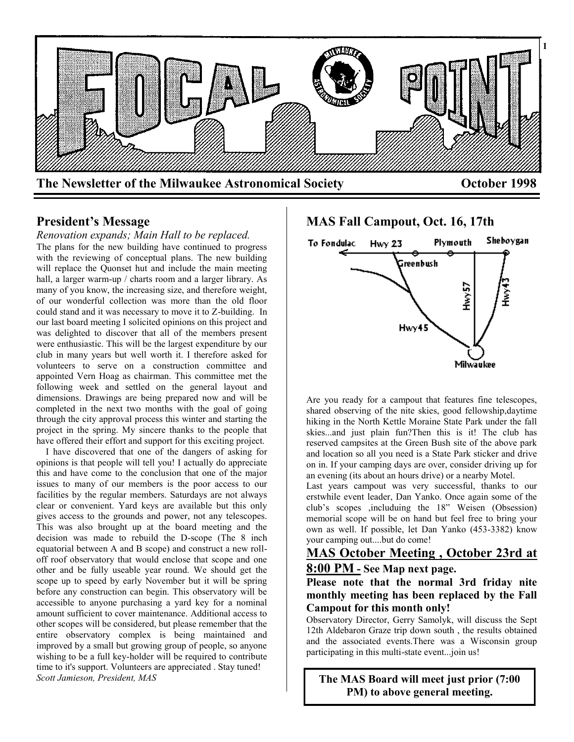# FOCAL POINT

**The Newsletter of the Milwaukee Astronomical Society** **October 1998**

## President's Message

*Renovation expands; Main Hall to be replaced.*

The plans for the new building have continued to progress with the reviewing of conceptual plans. The new building will replace the Quonset hut and include the main meeting hall, a larger warm-up / charts room and a larger library. As many of you know, the increasing size, and therefore weight, of our wonderful collection was more than the old floor could stand and it was necessary to move it to Z-building. In our last board meeting I solicited opinions on this project and was delighted to discover that all of the members present were enthusiastic. This will be the largest expenditure by our club in many years but well worth it. I therefore asked for volunteers to serve on a construction committee and appointed Vern Hoag as chairman. This committee met the following week and settled on the general layout and dimensions. Drawings are being prepared now and will be completed in the next two months with the goal of going through the city approval process this winter and starting the project in the spring. My sincere thanks to the people that have offered their effort and support for this exciting project.

I have discovered that one of the dangers of asking for opinions is that people will tell you! I actually do appreciate this and have come to the conclusion that one of the major issues to many of our members is the poor access to our facilities by the regular members. Saturdays are not always clear or convenient. Yard keys are available but this only gives access to the grounds and power, not any telescopes. This was also brought up at the board meeting and the decision was made to rebuild the D-scope (The 8 inch equatorial between A and B scope) and construct a new roll-off roof observatory that would enclose that scope and one other and be fully useable year round. We should get the scope up to speed by early November but it will be spring before any construction can begin. This observatory will be accessible to anyone purchasing a yard key for a nominal amount sufficient to cover maintenance. Additional access to other scopes will be considered, but please remember that the entire observatory complex is being maintained and improved by a small but growing group of people, so anyone wishing to be a full key-holder will be required to contribute time to it's support. Volunteers are appreciated . Stay tuned!

*Scott Jamieson, President, MAS*

## MAS Fall Campout, Oct. 16, 17th

To Fondulac · Hwy 23 · Greenbush · Plymouth · Sheboygan · Hwy57 · Hwy43 · Hwy45 · Milwaukee

Are you ready for a campout that features fine telescopes, shared observing of the nite skies, good fellowship,daytime hiking in the North Kettle Moraine State Park under the fall skies...and just plain fun?Then this is it! The club has reserved campsites at the Green Bush site of the above park and location so all you need is a State Park sticker and drive on in. If your camping days are over, consider driving up for an evening (its about an hours drive) or a nearby Motel.

Last years campout was very successful, thanks to our erstwhile event leader, Dan Yanko. Once again some of the club's scopes ,includuing the 18" Weisen (Obsession) memorial scope will be on hand but feel free to bring your own as well. If possible, let Dan Yanko (453-3382) know your camping out....but do come!

## MAS October Meeting , October 23rd at 8:00 PM - See Map next page.

**Please note that the normal 3rd friday nite monthly meeting has been replaced by the Fall Campout for this month only!**

Observatory Director, Gerry Samolyk, will discuss the Sept 12th Aldebaron Graze trip down south , the results obtained and the associated events.There was a Wisconsin group participating in this multi-state event...join us!

**The MAS Board will meet just prior (7:00 PM) to above general meeting.**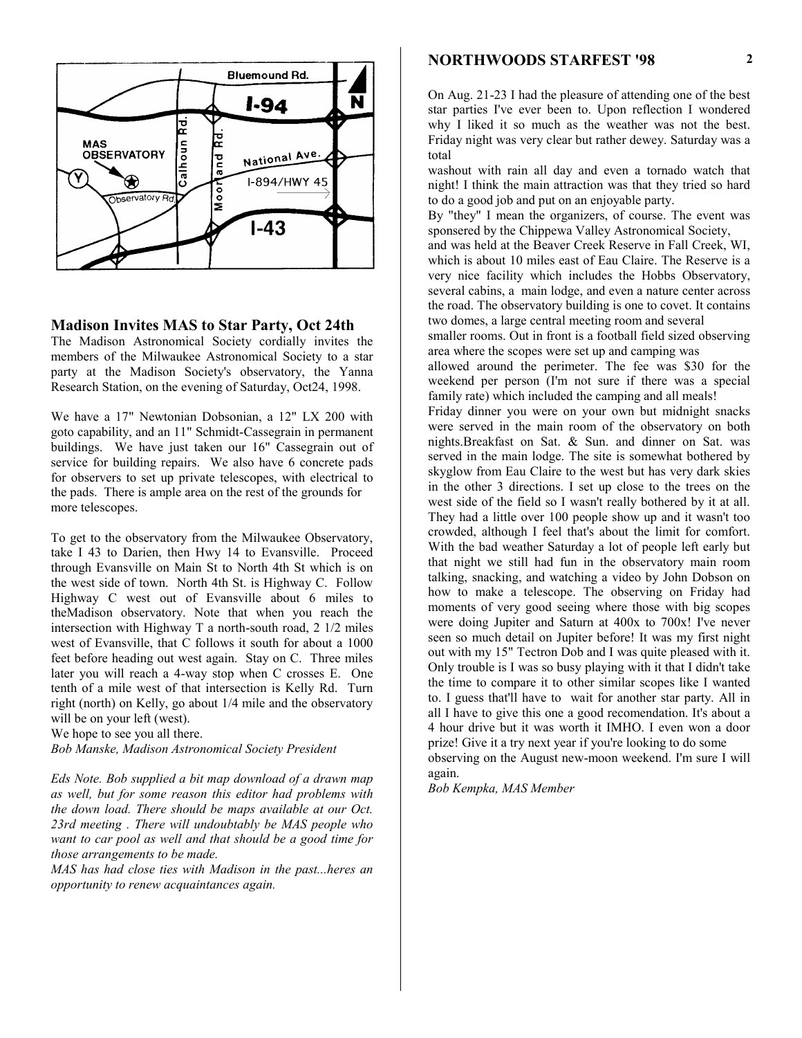## Madison Invites MAS to Star Party, Oct 24th

The Madison Astronomical Society cordially invites the members of the Milwaukee Astronomical Society to a star party at the Madison Society's observatory, the Yanna Research Station, on the evening of Saturday, Oct24, 1998.

We have a 17" Newtonian Dobsonian, a 12" LX 200 with goto capability, and an 11" Schmidt-Cassegrain in permanent buildings. We have just taken our 16" Cassegrain out of service for building repairs. We also have 6 concrete pads for observers to set up private telescopes, with electrical to the pads. There is ample area on the rest of the grounds for more telescopes.

To get to the observatory from the Milwaukee Observatory, take I 43 to Darien, then Hwy 14 to Evansville. Proceed through Evansville on Main St to North 4th St which is on the west side of town. North 4th St. is Highway C. Follow Highway C west out of Evansville about 6 miles to theMadison observatory. Note that when you reach the intersection with Highway T a north-south road, 2 1/2 miles west of Evansville, that C follows it south for about a 1000 feet before heading out west again. Stay on C. Three miles later you will reach a 4-way stop when C crosses E. One tenth of a mile west of that intersection is Kelly Rd. Turn right (north) on Kelly, go about 1/4 mile and the observatory will be on your left (west).

We hope to see you all there.

*Bob Manske, Madison Astronomical Society President*

*Eds Note. Bob supplied a bit map download of a drawn map as well, but for some reason this editor had problems with the down load. There should be maps available at our Oct. 23rd meeting . There will undoubtably be MAS people who want to car pool as well and that should be a good time for those arrangements to be made.*

*MAS has had close ties with Madison in the past...heres an opportunity to renew acquaintances again.*

## NORTHWOODS STARFEST '98

On Aug. 21-23 I had the pleasure of attending one of the best star parties I've ever been to. Upon reflection I wondered why I liked it so much as the weather was not the best. Friday night was very clear but rather dewey. Saturday was a total washout with rain all day and even a tornado watch that night! I think the main attraction was that they tried so hard to do a good job and put on an enjoyable party.

By "they" I mean the organizers, of course. The event was sponsered by the Chippewa Valley Astronomical Society, and was held at the Beaver Creek Reserve in Fall Creek, WI, which is about 10 miles east of Eau Claire. The Reserve is a very nice facility which includes the Hobbs Observatory, several cabins, a main lodge, and even a nature center across the road. The observatory building is one to covet. It contains two domes, a large central meeting room and several smaller rooms. Out in front is a football field sized observing area where the scopes were set up and camping was allowed around the perimeter. The fee was $30 for the weekend per person (I'm not sure if there was a special family rate) which included the camping and all meals!

Friday dinner you were on your own but midnight snacks were served in the main room of the observatory on both nights.Breakfast on Sat. & Sun. and dinner on Sat. was served in the main lodge. The site is somewhat bothered by skyglow from Eau Claire to the west but has very dark skies in the other 3 directions. I set up close to the trees on the west side of the field so I wasn't really bothered by it at all. They had a little over 100 people show up and it wasn't too crowded, although I feel that's about the limit for comfort. With the bad weather Saturday a lot of people left early but that night we still had fun in the observatory main room talking, snacking, and watching a video by John Dobson on how to make a telescope. The observing on Friday had moments of very good seeing where those with big scopes were doing Jupiter and Saturn at 400x to 700x! I've never seen so much detail on Jupiter before! It was my first night out with my 15" Tectron Dob and I was quite pleased with it. Only trouble is I was so busy playing with it that I didn't take the time to compare it to other similar scopes like I wanted to. I guess that'll have to wait for another star party. All in all I have to give this one a good recomendation. It's about a 4 hour drive but it was worth it IMHO. I even won a door prize! Give it a try next year if you're looking to do some observing on the August new-moon weekend. I'm sure I will again.

*Bob Kempka, MAS Member*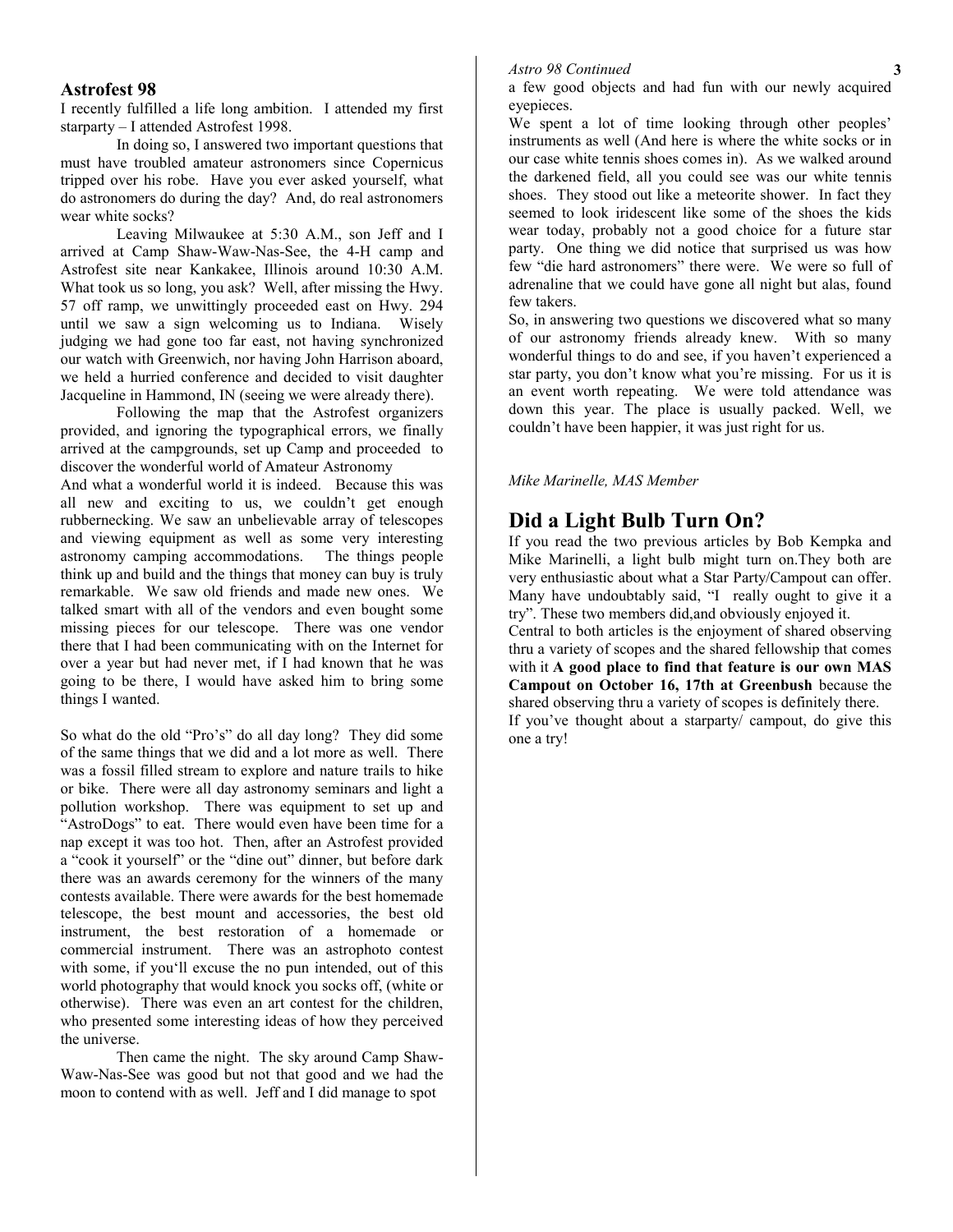## Astrofest 98

I recently fulfilled a life long ambition. I attended my first starparty – I attended Astrofest 1998.

In doing so, I answered two important questions that must have troubled amateur astronomers since Copernicus tripped over his robe. Have you ever asked yourself, what do astronomers do during the day? And, do real astronomers wear white socks?

Leaving Milwaukee at 5:30 A.M., son Jeff and I arrived at Camp Shaw-Waw-Nas-See, the 4-H camp and Astrofest site near Kankakee, Illinois around 10:30 A.M. What took us so long, you ask? Well, after missing the Hwy. 57 off ramp, we unwittingly proceeded east on Hwy. 294 until we saw a sign welcoming us to Indiana. Wisely judging we had gone too far east, not having synchronized our watch with Greenwich, nor having John Harrison aboard, we held a hurried conference and decided to visit daughter Jacqueline in Hammond, IN (seeing we were already there).

Following the map that the Astrofest organizers provided, and ignoring the typographical errors, we finally arrived at the campgrounds, set up Camp and proceeded to discover the wonderful world of Amateur Astronomy

And what a wonderful world it is indeed. Because this was all new and exciting to us, we couldn't get enough rubbernecking. We saw an unbelievable array of telescopes and viewing equipment as well as some very interesting astronomy camping accommodations. The things people think up and build and the things that money can buy is truly remarkable. We saw old friends and made new ones. We talked smart with all of the vendors and even bought some missing pieces for our telescope. There was one vendor there that I had been communicating with on the Internet for over a year but had never met, if I had known that he was going to be there, I would have asked him to bring some things I wanted.

So what do the old "Pro's" do all day long? They did some of the same things that we did and a lot more as well. There was a fossil filled stream to explore and nature trails to hike or bike. There were all day astronomy seminars and light a pollution workshop. There was equipment to set up and "AstroDogs" to eat. There would even have been time for a nap except it was too hot. Then, after an Astrofest provided a "cook it yourself" or the "dine out" dinner, but before dark there was an awards ceremony for the winners of the many contests available. There were awards for the best homemade telescope, the best mount and accessories, the best old instrument, the best restoration of a homemade or commercial instrument. There was an astrophoto contest with some, if you'll excuse the no pun intended, out of this world photography that would knock you socks off, (white or otherwise). There was even an art contest for the children, who presented some interesting ideas of how they perceived the universe.

Then came the night. The sky around Camp Shaw-Waw-Nas-See was good but not that good and we had the moon to contend with as well. Jeff and I did manage to spot a few good objects and had fun with our newly acquired eyepieces.

We spent a lot of time looking through other peoples' instruments as well (And here is where the white socks or in our case white tennis shoes comes in). As we walked around the darkened field, all you could see was our white tennis shoes. They stood out like a meteorite shower. In fact they seemed to look iridescent like some of the shoes the kids wear today, probably not a good choice for a future star party. One thing we did notice that surprised us was how few "die hard astronomers" there were. We were so full of adrenaline that we could have gone all night but alas, found few takers.

So, in answering two questions we discovered what so many of our astronomy friends already knew. With so many wonderful things to do and see, if you haven't experienced a star party, you don't know what you're missing. For us it is an event worth repeating. We were told attendance was down this year. The place is usually packed. Well, we couldn't have been happier, it was just right for us.

*Mike Marinelle, MAS Member*

## Did a Light Bulb Turn On?

If you read the two previous articles by Bob Kempka and Mike Marinelli, a light bulb might turn on.They both are very enthusiastic about what a Star Party/Campout can offer. Many have undoubtably said, "I really ought to give it a try". These two members did,and obviously enjoyed it.

Central to both articles is the enjoyment of shared observing thru a variety of scopes and the shared fellowship that comes with it **A good place to find that feature is our own MAS Campout on October 16, 17th at Greenbush** because the shared observing thru a variety of scopes is definitely there.

If you've thought about a starparty/ campout, do give this one a try!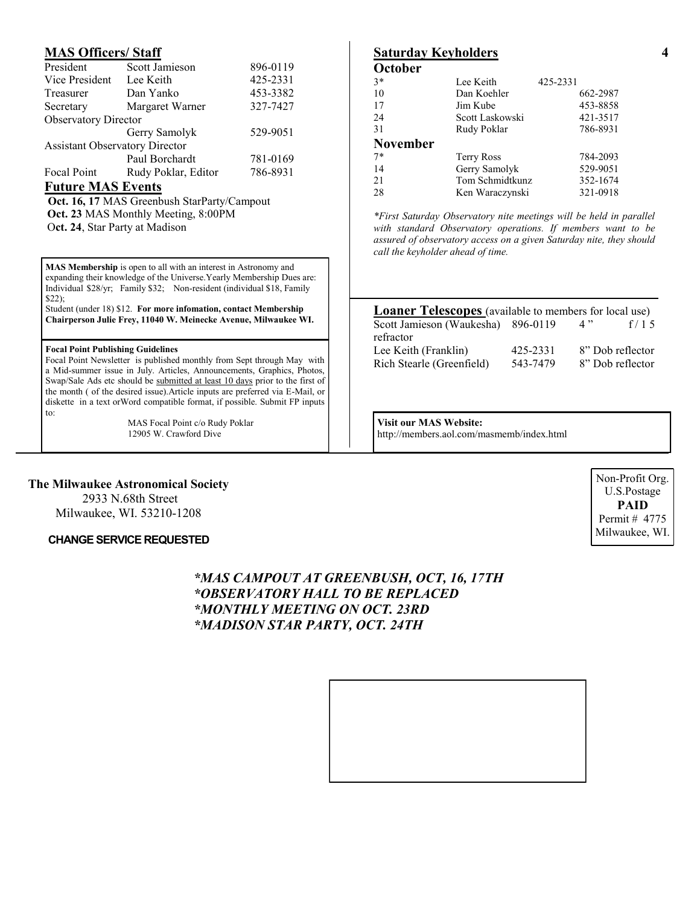## MAS Officers/ Staff

| | | |
|---|---|---|
| President | Scott Jamieson | 896-0119 |
| Vice President | Lee Keith | 425-2331 |
| Treasurer | Dan Yanko | 453-3382 |
| Secretary | Margaret Warner | 327-7427 |
| Observatory Director | Gerry Samolyk | 529-9051 |
| Assistant Observatory Director | Paul Borchardt | 781-0169 |
| Focal Point | Rudy Poklar, Editor | 786-8931 |

## Future MAS Events

**Oct. 16, 17** MAS Greenbush StarParty/Campout

**Oct. 23** MAS Monthly Meeting, 8:00PM

O**ct. 24**, Star Party at Madison

**MAS Membership** is open to all with an interest in Astronomy and expanding their knowledge of the Universe.Yearly Membership Dues are: Individual $28/yr; Family $32; Non-resident (individual $18, Family $22);
Student (under 18) $12. **For more infomation, contact Membership Chairperson Julie Frey, 11040 W. Meinecke Avenue, Milwaukee WI.**

**Focal Point Publishing Guidelines**

Focal Point Newsletter is published monthly from Sept through May with a Mid-summer issue in July. Articles, Announcements, Graphics, Photos, Swap/Sale Ads etc should be submitted at least 10 days prior to the first of the month ( of the desired issue).Article inputs are preferred via E-Mail, or diskette in a text orWord compatible format, if possible. Submit FP inputs to:

MAS Focal Point c/o Rudy Poklar
12905 W. Crawford Dive

## Saturday Keyholders

### October

| | | |
|---|---|---|
| 3* | Lee Keith | 425-2331 |
| 10 | Dan Koehler | 662-2987 |
| 17 | Jim Kube | 453-8858 |
| 24 | Scott Laskowski | 421-3517 |
| 31 | Rudy Poklar | 786-8931 |

### November

| | | |
|---|---|---|
| 7* | Terry Ross | 784-2093 |
| 14 | Gerry Samolyk | 529-9051 |
| 21 | Tom Schmidtkunz | 352-1674 |
| 28 | Ken Waraczynski | 321-0918 |

*\*First Saturday Observatory nite meetings will be held in parallel with standard Observatory operations. If members want to be assured of observatory access on a given Saturday nite, they should call the keyholder ahead of time.*

## Loaner Telescopes (available to members for local use)

| | | |
|---|---|---|
| Scott Jamieson (Waukesha) | 896-0119 | 4" f/15 refractor |
| Lee Keith (Franklin) | 425-2331 | 8" Dob reflector |
| Rich Stearle (Greenfield) | 543-7479 | 8" Dob reflector |

**Visit our MAS Website:**
http://members.aol.com/masmemb/index.html

**The Milwaukee Astronomical Society**
2933 N.68th Street
Milwaukee, WI. 53210-1208

**CHANGE SERVICE REQUESTED**

Non-Profit Org.
U.S.Postage
**PAID**
Permit # 4775
Milwaukee, WI.

***\*MAS CAMPOUT AT GREENBUSH, OCT, 16, 17TH***
***\*OBSERVATORY HALL TO BE REPLACED***
***\*MONTHLY MEETING ON OCT. 23RD***
***\*MADISON STAR PARTY, OCT. 24TH***